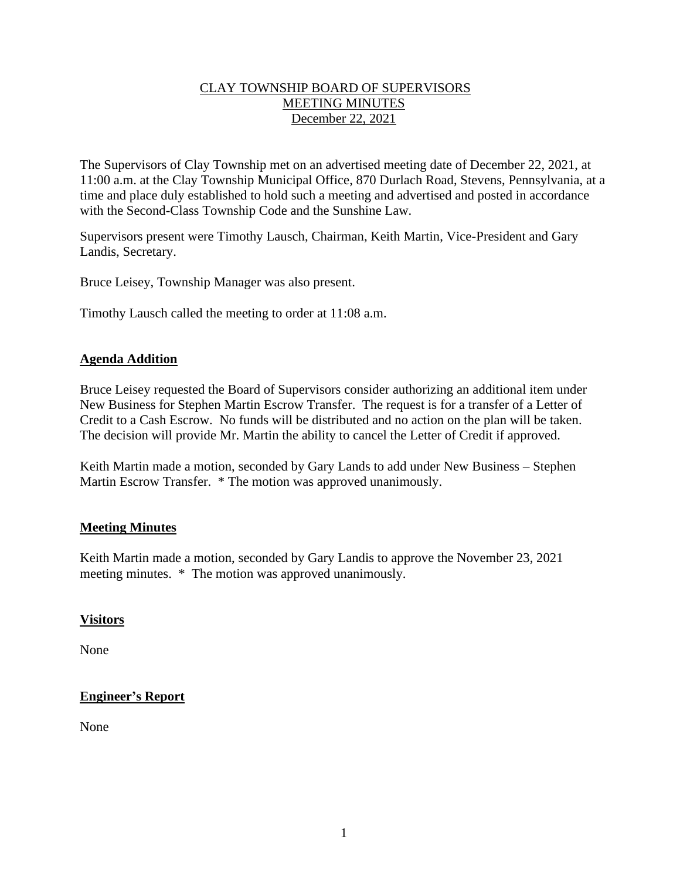CLAY TOWNSHIP BOARD OF SUPERVISORS
MEETING MINUTES
December 22, 2021

The Supervisors of Clay Township met on an advertised meeting date of December 22, 2021, at 11:00 a.m. at the Clay Township Municipal Office, 870 Durlach Road, Stevens, Pennsylvania, at a time and place duly established to hold such a meeting and advertised and posted in accordance with the Second-Class Township Code and the Sunshine Law.

Supervisors present were Timothy Lausch, Chairman, Keith Martin, Vice-President and Gary Landis, Secretary.

Bruce Leisey, Township Manager was also present.

Timothy Lausch called the meeting to order at 11:08 a.m.

## Agenda Addition

Bruce Leisey requested the Board of Supervisors consider authorizing an additional item under New Business for Stephen Martin Escrow Transfer. The request is for a transfer of a Letter of Credit to a Cash Escrow. No funds will be distributed and no action on the plan will be taken. The decision will provide Mr. Martin the ability to cancel the Letter of Credit if approved.

Keith Martin made a motion, seconded by Gary Lands to add under New Business – Stephen Martin Escrow Transfer. * The motion was approved unanimously.

## Meeting Minutes

Keith Martin made a motion, seconded by Gary Landis to approve the November 23, 2021 meeting minutes. * The motion was approved unanimously.

## Visitors

None

## Engineer's Report

None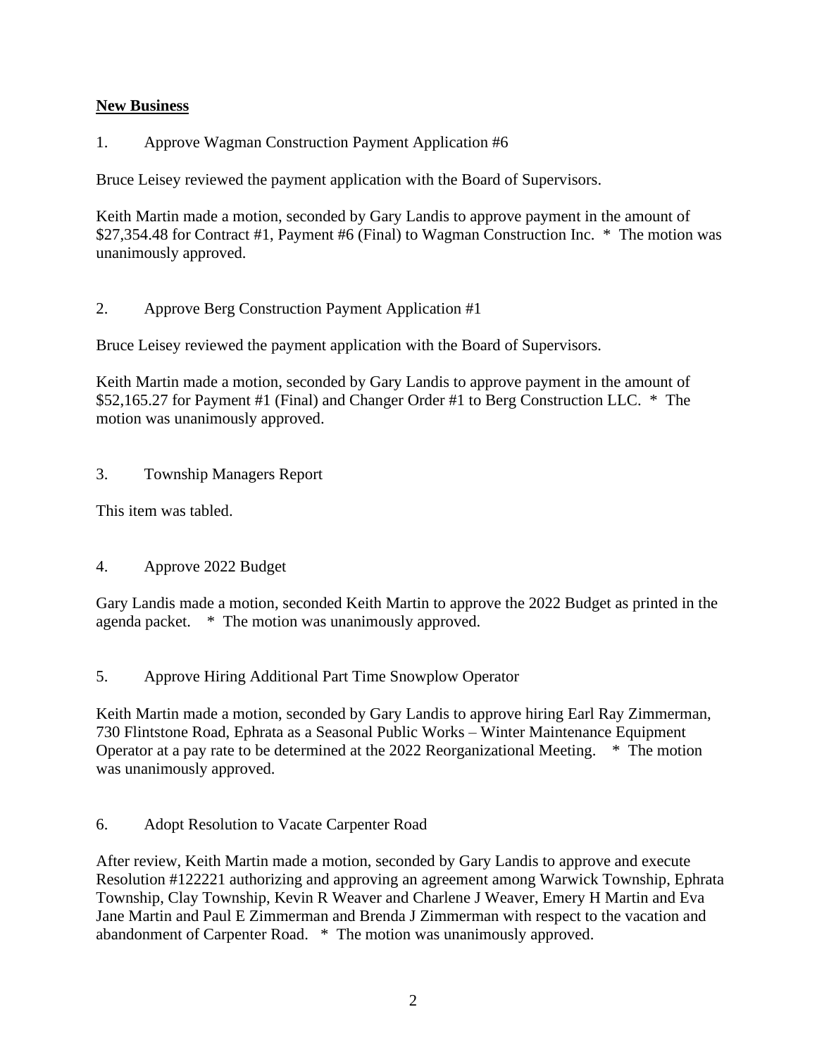## New Business

1. Approve Wagman Construction Payment Application #6

Bruce Leisey reviewed the payment application with the Board of Supervisors.

Keith Martin made a motion, seconded by Gary Landis to approve payment in the amount of $27,354.48 for Contract #1, Payment #6 (Final) to Wagman Construction Inc. * The motion was unanimously approved.

2. Approve Berg Construction Payment Application #1

Bruce Leisey reviewed the payment application with the Board of Supervisors.

Keith Martin made a motion, seconded by Gary Landis to approve payment in the amount of $52,165.27 for Payment #1 (Final) and Changer Order #1 to Berg Construction LLC. * The motion was unanimously approved.

3. Township Managers Report

This item was tabled.

4. Approve 2022 Budget

Gary Landis made a motion, seconded Keith Martin to approve the 2022 Budget as printed in the agenda packet. * The motion was unanimously approved.

5. Approve Hiring Additional Part Time Snowplow Operator

Keith Martin made a motion, seconded by Gary Landis to approve hiring Earl Ray Zimmerman, 730 Flintstone Road, Ephrata as a Seasonal Public Works – Winter Maintenance Equipment Operator at a pay rate to be determined at the 2022 Reorganizational Meeting. * The motion was unanimously approved.

6. Adopt Resolution to Vacate Carpenter Road

After review, Keith Martin made a motion, seconded by Gary Landis to approve and execute Resolution #122221 authorizing and approving an agreement among Warwick Township, Ephrata Township, Clay Township, Kevin R Weaver and Charlene J Weaver, Emery H Martin and Eva Jane Martin and Paul E Zimmerman and Brenda J Zimmerman with respect to the vacation and abandonment of Carpenter Road. * The motion was unanimously approved.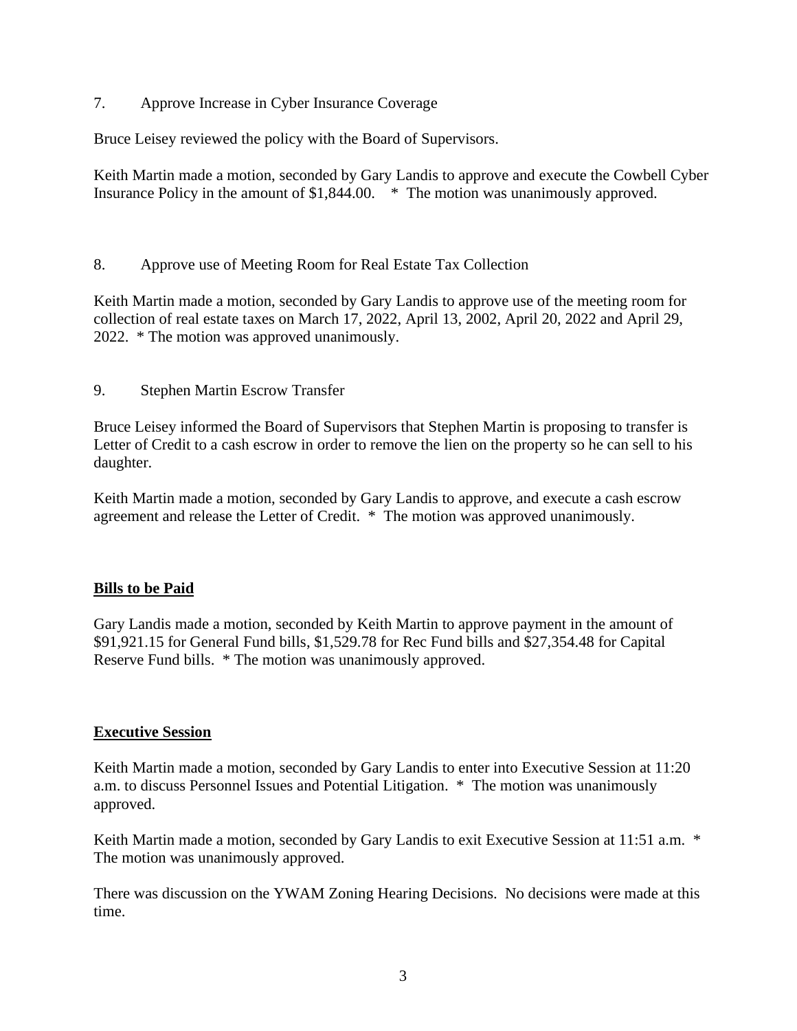7. Approve Increase in Cyber Insurance Coverage

Bruce Leisey reviewed the policy with the Board of Supervisors.

Keith Martin made a motion, seconded by Gary Landis to approve and execute the Cowbell Cyber Insurance Policy in the amount of $1,844.00. * The motion was unanimously approved.

8. Approve use of Meeting Room for Real Estate Tax Collection

Keith Martin made a motion, seconded by Gary Landis to approve use of the meeting room for collection of real estate taxes on March 17, 2022, April 13, 2002, April 20, 2022 and April 29, 2022. * The motion was approved unanimously.

9. Stephen Martin Escrow Transfer

Bruce Leisey informed the Board of Supervisors that Stephen Martin is proposing to transfer is Letter of Credit to a cash escrow in order to remove the lien on the property so he can sell to his daughter.

Keith Martin made a motion, seconded by Gary Landis to approve, and execute a cash escrow agreement and release the Letter of Credit. * The motion was approved unanimously.

**Bills to be Paid**

Gary Landis made a motion, seconded by Keith Martin to approve payment in the amount of $91,921.15 for General Fund bills, $1,529.78 for Rec Fund bills and $27,354.48 for Capital Reserve Fund bills. * The motion was unanimously approved.

**Executive Session**

Keith Martin made a motion, seconded by Gary Landis to enter into Executive Session at 11:20 a.m. to discuss Personnel Issues and Potential Litigation. * The motion was unanimously approved.

Keith Martin made a motion, seconded by Gary Landis to exit Executive Session at 11:51 a.m. * The motion was unanimously approved.

There was discussion on the YWAM Zoning Hearing Decisions. No decisions were made at this time.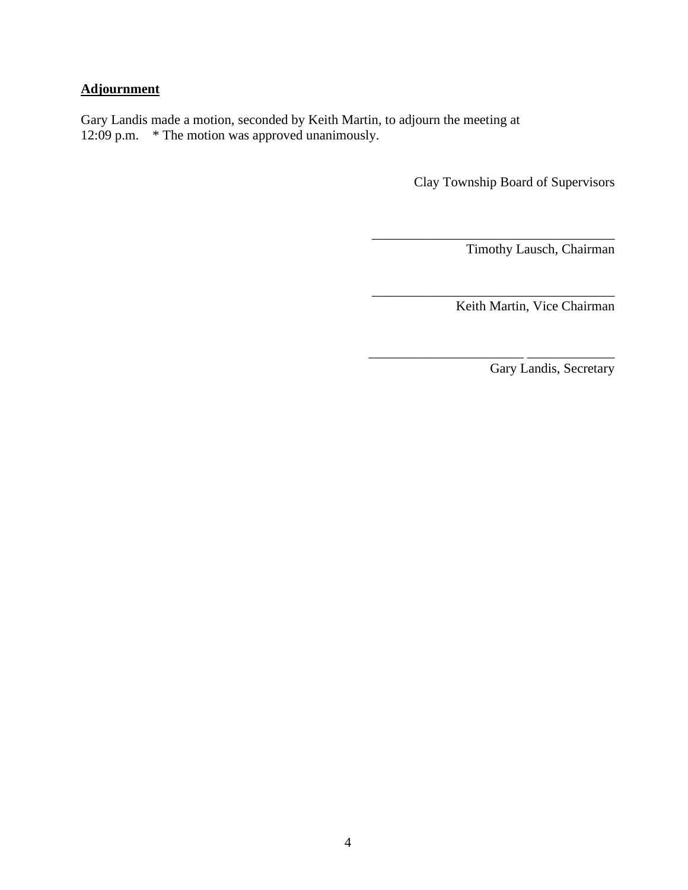**Adjournment**

Gary Landis made a motion, seconded by Keith Martin, to adjourn the meeting at 12:09 p.m. * The motion was approved unanimously.

Clay Township Board of Supervisors

\_\_\_\_\_\_\_\_\_\_\_\_\_\_\_\_\_\_\_\_\_\_\_\_\_\_\_\_\_\_\_\_\_\_\_\_
Timothy Lausch, Chairman

\_\_\_\_\_\_\_\_\_\_\_\_\_\_\_\_\_\_\_\_\_\_\_\_\_\_\_\_\_\_\_\_\_\_\_\_
Keith Martin, Vice Chairman

\_\_\_\_\_\_\_\_\_\_\_\_\_\_\_\_\_\_\_\_\_\_\_ \_\_\_\_\_\_\_\_\_\_\_\_\_
Gary Landis, Secretary